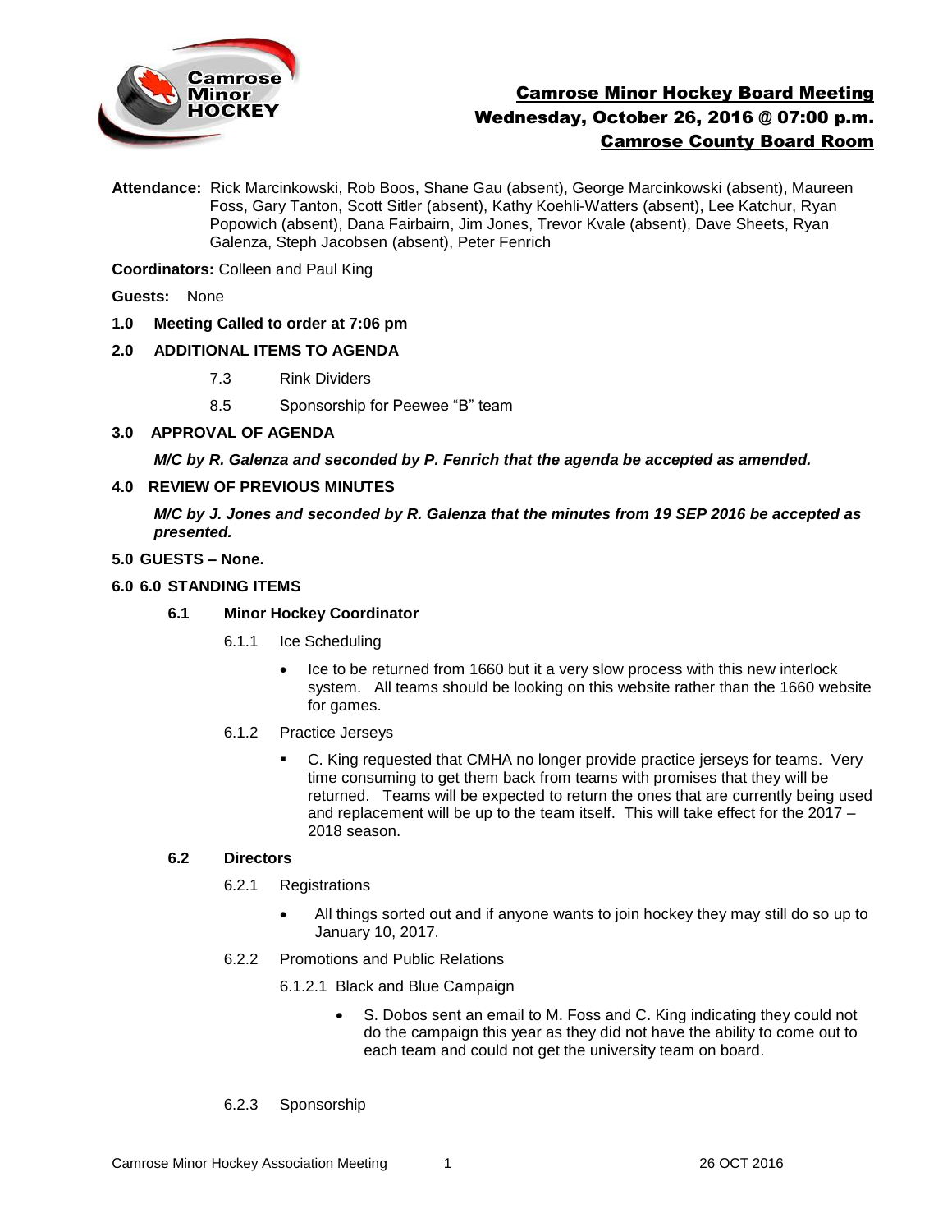# Camrose Minor Hockey Board Meeting
## Wednesday, October 26, 2016 @ 07:00 p.m.
## Camrose County Board Room

**Attendance:** Rick Marcinkowski, Rob Boos, Shane Gau (absent), George Marcinkowski (absent), Maureen Foss, Gary Tanton, Scott Sitler (absent), Kathy Koehli-Watters (absent), Lee Katchur, Ryan Popowich (absent), Dana Fairbairn, Jim Jones, Trevor Kvale (absent), Dave Sheets, Ryan Galenza, Steph Jacobsen (absent), Peter Fenrich

**Coordinators:** Colleen and Paul King

**Guests:** None

**1.0 Meeting Called to order at 7:06 pm**

**2.0 ADDITIONAL ITEMS TO AGENDA**

- 7.3 Rink Dividers
- 8.5 Sponsorship for Peewee "B" team

**3.0 APPROVAL OF AGENDA**

***M/C by R. Galenza and seconded by P. Fenrich that the agenda be accepted as amended.***

**4.0 REVIEW OF PREVIOUS MINUTES**

***M/C by J. Jones and seconded by R. Galenza that the minutes from 19 SEP 2016 be accepted as presented.***

**5.0 GUESTS – None.**

**6.0 6.0 STANDING ITEMS**

**6.1 Minor Hockey Coordinator**

6.1.1 Ice Scheduling

- Ice to be returned from 1660 but it a very slow process with this new interlock system. All teams should be looking on this website rather than the 1660 website for games.

6.1.2 Practice Jerseys

- C. King requested that CMHA no longer provide practice jerseys for teams. Very time consuming to get them back from teams with promises that they will be returned. Teams will be expected to return the ones that are currently being used and replacement will be up to the team itself. This will take effect for the 2017 – 2018 season.

**6.2 Directors**

6.2.1 Registrations

- All things sorted out and if anyone wants to join hockey they may still do so up to January 10, 2017.

6.2.2 Promotions and Public Relations

6.1.2.1 Black and Blue Campaign

- S. Dobos sent an email to M. Foss and C. King indicating they could not do the campaign this year as they did not have the ability to come out to each team and could not get the university team on board.

6.2.3 Sponsorship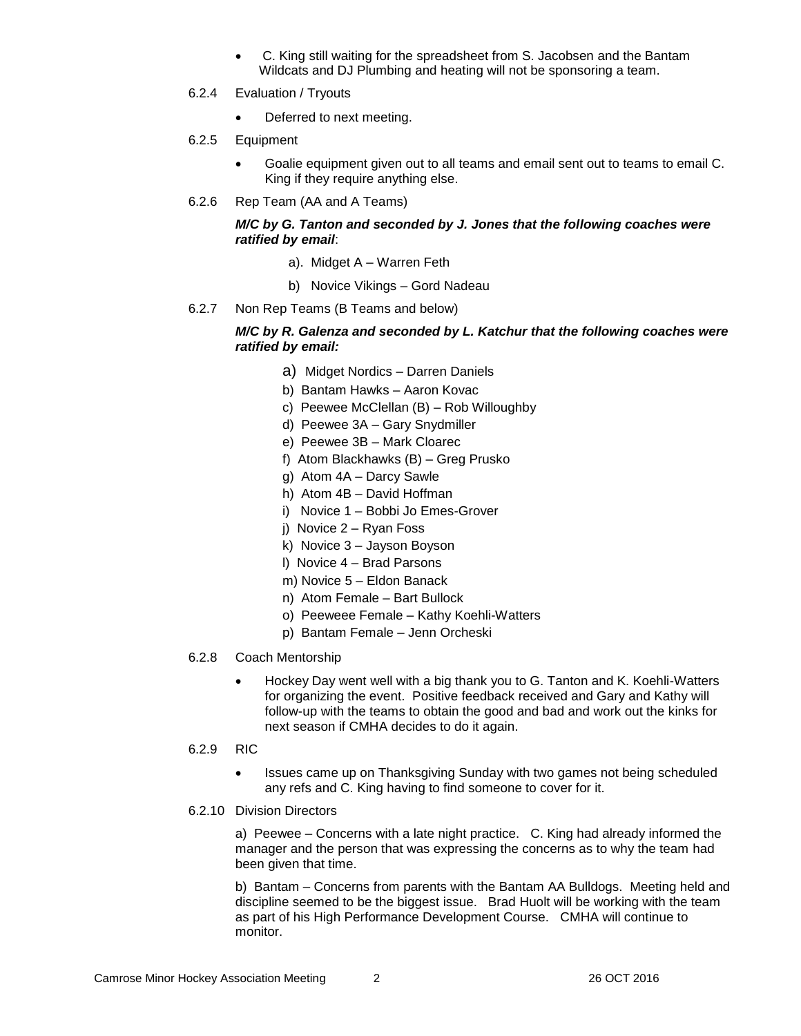- C. King still waiting for the spreadsheet from S. Jacobsen and the Bantam Wildcats and DJ Plumbing and heating will not be sponsoring a team.

6.2.4 Evaluation / Tryouts

- Deferred to next meeting.

6.2.5 Equipment

- Goalie equipment given out to all teams and email sent out to teams to email C. King if they require anything else.

6.2.6 Rep Team (AA and A Teams)

***M/C by G. Tanton and seconded by J. Jones that the following coaches were ratified by email***:

a). Midget A – Warren Feth

b) Novice Vikings – Gord Nadeau

6.2.7 Non Rep Teams (B Teams and below)

***M/C by R. Galenza and seconded by L. Katchur that the following coaches were ratified by email:***

a) Midget Nordics – Darren Daniels
b) Bantam Hawks – Aaron Kovac
c) Peewee McClellan (B) – Rob Willoughby
d) Peewee 3A – Gary Snydmiller
e) Peewee 3B – Mark Cloarec
f) Atom Blackhawks (B) – Greg Prusko
g) Atom 4A – Darcy Sawle
h) Atom 4B – David Hoffman
i) Novice 1 – Bobbi Jo Emes-Grover
j) Novice 2 – Ryan Foss
k) Novice 3 – Jayson Boyson
l) Novice 4 – Brad Parsons
m) Novice 5 – Eldon Banack
n) Atom Female – Bart Bullock
o) Peeweee Female – Kathy Koehli-Watters
p) Bantam Female – Jenn Orcheski

6.2.8 Coach Mentorship

- Hockey Day went well with a big thank you to G. Tanton and K. Koehli-Watters for organizing the event. Positive feedback received and Gary and Kathy will follow-up with the teams to obtain the good and bad and work out the kinks for next season if CMHA decides to do it again.

6.2.9 RIC

- Issues came up on Thanksgiving Sunday with two games not being scheduled any refs and C. King having to find someone to cover for it.

6.2.10 Division Directors

a) Peewee – Concerns with a late night practice. C. King had already informed the manager and the person that was expressing the concerns as to why the team had been given that time.

b) Bantam – Concerns from parents with the Bantam AA Bulldogs. Meeting held and discipline seemed to be the biggest issue. Brad Huolt will be working with the team as part of his High Performance Development Course. CMHA will continue to monitor.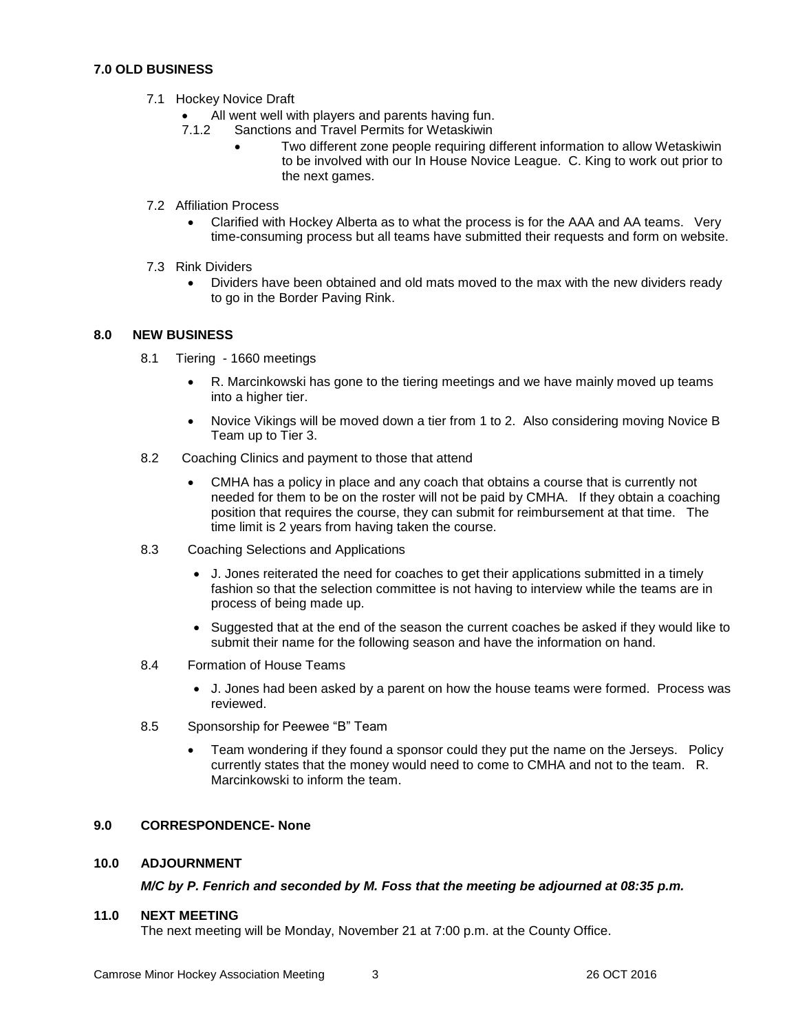## 7.0 OLD BUSINESS

7.1 Hockey Novice Draft

- All went well with players and parents having fun.

7.1.2 Sanctions and Travel Permits for Wetaskiwin

- Two different zone people requiring different information to allow Wetaskiwin to be involved with our In House Novice League. C. King to work out prior to the next games.

7.2 Affiliation Process

- Clarified with Hockey Alberta as to what the process is for the AAA and AA teams. Very time-consuming process but all teams have submitted their requests and form on website.

7.3 Rink Dividers

- Dividers have been obtained and old mats moved to the max with the new dividers ready to go in the Border Paving Rink.

## 8.0 NEW BUSINESS

8.1 Tiering - 1660 meetings

- R. Marcinkowski has gone to the tiering meetings and we have mainly moved up teams into a higher tier.
- Novice Vikings will be moved down a tier from 1 to 2. Also considering moving Novice B Team up to Tier 3.

8.2 Coaching Clinics and payment to those that attend

- CMHA has a policy in place and any coach that obtains a course that is currently not needed for them to be on the roster will not be paid by CMHA. If they obtain a coaching position that requires the course, they can submit for reimbursement at that time. The time limit is 2 years from having taken the course.

8.3 Coaching Selections and Applications

- J. Jones reiterated the need for coaches to get their applications submitted in a timely fashion so that the selection committee is not having to interview while the teams are in process of being made up.
- Suggested that at the end of the season the current coaches be asked if they would like to submit their name for the following season and have the information on hand.

8.4 Formation of House Teams

- J. Jones had been asked by a parent on how the house teams were formed. Process was reviewed.

8.5 Sponsorship for Peewee "B" Team

- Team wondering if they found a sponsor could they put the name on the Jerseys. Policy currently states that the money would need to come to CMHA and not to the team. R. Marcinkowski to inform the team.

## 9.0 CORRESPONDENCE- None

## 10.0 ADJOURNMENT

***M/C by P. Fenrich and seconded by M. Foss that the meeting be adjourned at 08:35 p.m.***

## 11.0 NEXT MEETING

The next meeting will be Monday, November 21 at 7:00 p.m. at the County Office.